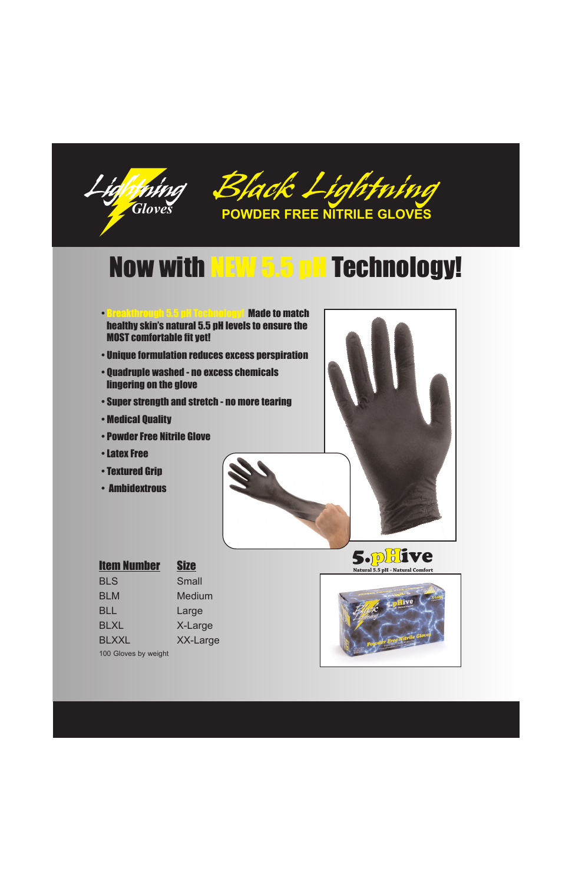Lightning Gloves

# Black Lightning

**POWDER FREE NITRILE GLOVES**

## Now with NEW 5.5 pH Technology!

- **Breakthrough 5.5 pH Technology! Made to match healthy skin's natural 5.5 pH levels to ensure the MOST comfortable fit yet!**
- **Unique formulation reduces excess perspiration**
- **Quadruple washed - no excess chemicals lingering on the glove**
- **Super strength and stretch - no more tearing**
- **Medical Quality**
- **Powder Free Nitrile Glove**
- **Latex Free**
- **Textured Grip**
- **Ambidextrous**

| Item Number | Size |
|---|---|
| BLS | Small |
| BLM | Medium |
| BLL | Large |
| BLXL | X-Large |
| BLXXL | XX-Large |

100 Gloves by weight

**5.pHive**
Natural 5.5 pH - Natural Comfort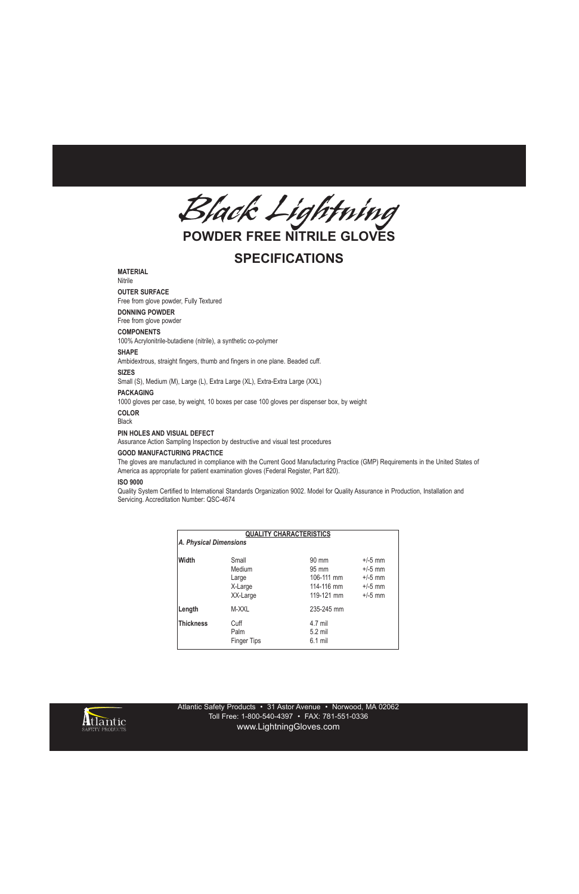# Black Lightning

## POWDER FREE NITRILE GLOVES

## SPECIFICATIONS

**MATERIAL**
Nitrile

**OUTER SURFACE**
Free from glove powder, Fully Textured

**DONNING POWDER**
Free from glove powder

**COMPONENTS**
100% Acrylonitrile-butadiene (nitrile), a synthetic co-polymer

**SHAPE**
Ambidextrous, straight fingers, thumb and fingers in one plane. Beaded cuff.

**SIZES**
Small (S), Medium (M), Large (L), Extra Large (XL), Extra-Extra Large (XXL)

**PACKAGING**
1000 gloves per case, by weight, 10 boxes per case 100 gloves per dispenser box, by weight

**COLOR**
Black

**PIN HOLES AND VISUAL DEFECT**
Assurance Action Sampling Inspection by destructive and visual test procedures

**GOOD MANUFACTURING PRACTICE**
The gloves are manufactured in compliance with the Current Good Manufacturing Practice (GMP) Requirements in the United States of America as appropriate for patient examination gloves (Federal Register, Part 820).

**ISO 9000**
Quality System Certified to International Standards Organization 9002. Model for Quality Assurance in Production, Installation and Servicing. Accreditation Number: QSC-4674

**QUALITY CHARACTERISTICS**

*A. Physical Dimensions*

| | | | |
|---|---|---|---|
| **Width** | Small | 90 mm | +/-5 mm |
| | Medium | 95 mm | +/-5 mm |
| | Large | 106-111 mm | +/-5 mm |
| | X-Large | 114-116 mm | +/-5 mm |
| | XX-Large | 119-121 mm | +/-5 mm |
| **Length** | M-XXL | 235-245 mm | |
| **Thickness** | Cuff | 4.7 mil | |
| | Palm | 5.2 mil | |
| | Finger Tips | 6.1 mil | |

Atlantic Safety Products

Atlantic Safety Products • 31 Astor Avenue • Norwood, MA 02062
Toll Free: 1-800-540-4397 • FAX: 781-551-0336
www.LightningGloves.com